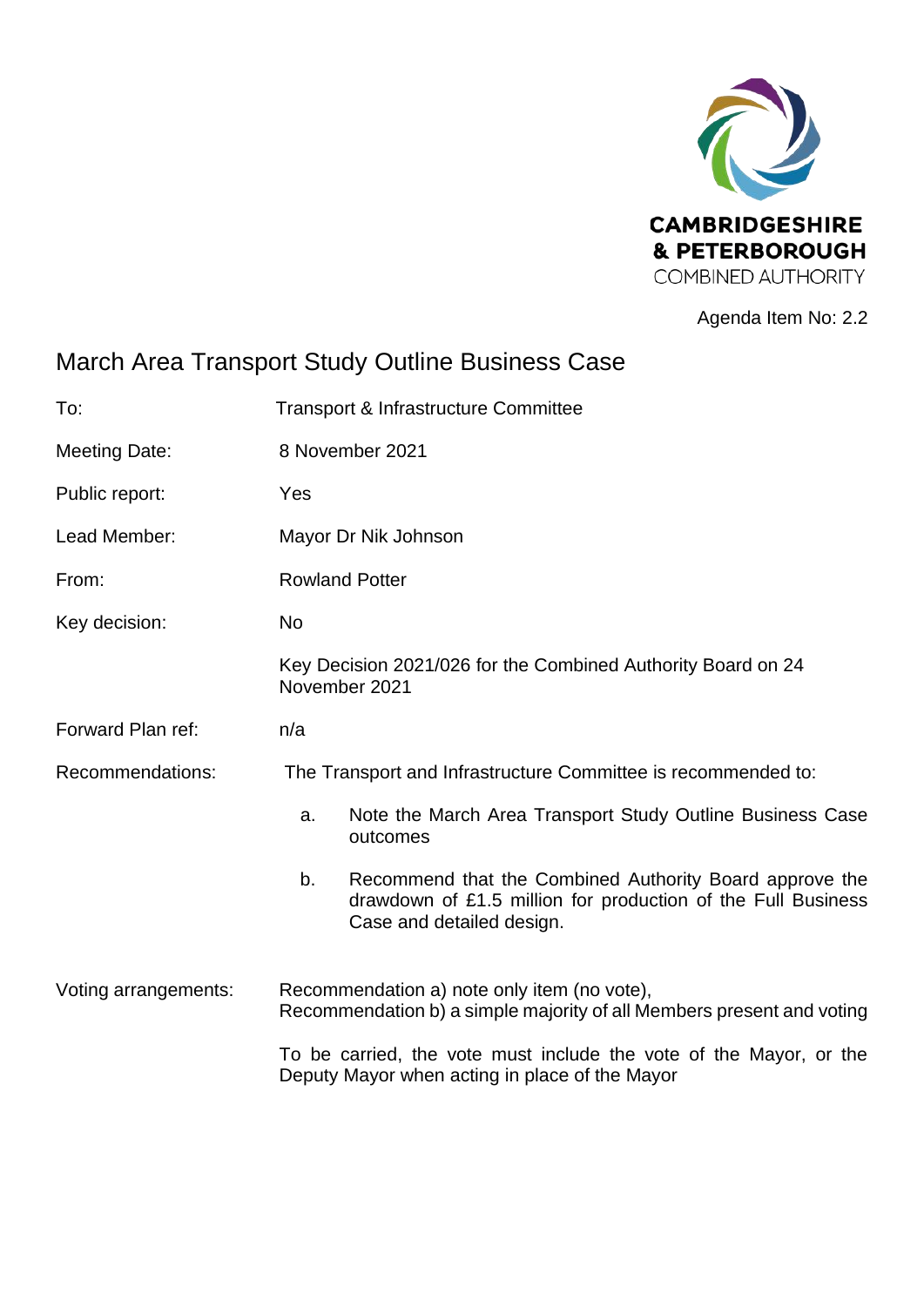CAMBRIDGESHIRE & PETERBOROUGH COMBINED AUTHORITY

Agenda Item No: 2.2

# March Area Transport Study Outline Business Case

| | |
|---|---|
| To: | Transport & Infrastructure Committee |
| Meeting Date: | 8 November 2021 |
| Public report: | Yes |
| Lead Member: | Mayor Dr Nik Johnson |
| From: | Rowland Potter |
| Key decision: | No |
| | Key Decision 2021/026 for the Combined Authority Board on 24 November 2021 |
| Forward Plan ref: | n/a |
| Recommendations: | The Transport and Infrastructure Committee is recommended to: |

a. Note the March Area Transport Study Outline Business Case outcomes

b. Recommend that the Combined Authority Board approve the drawdown of £1.5 million for production of the Full Business Case and detailed design.

Voting arrangements: Recommendation a) note only item (no vote), Recommendation b) a simple majority of all Members present and voting

To be carried, the vote must include the vote of the Mayor, or the Deputy Mayor when acting in place of the Mayor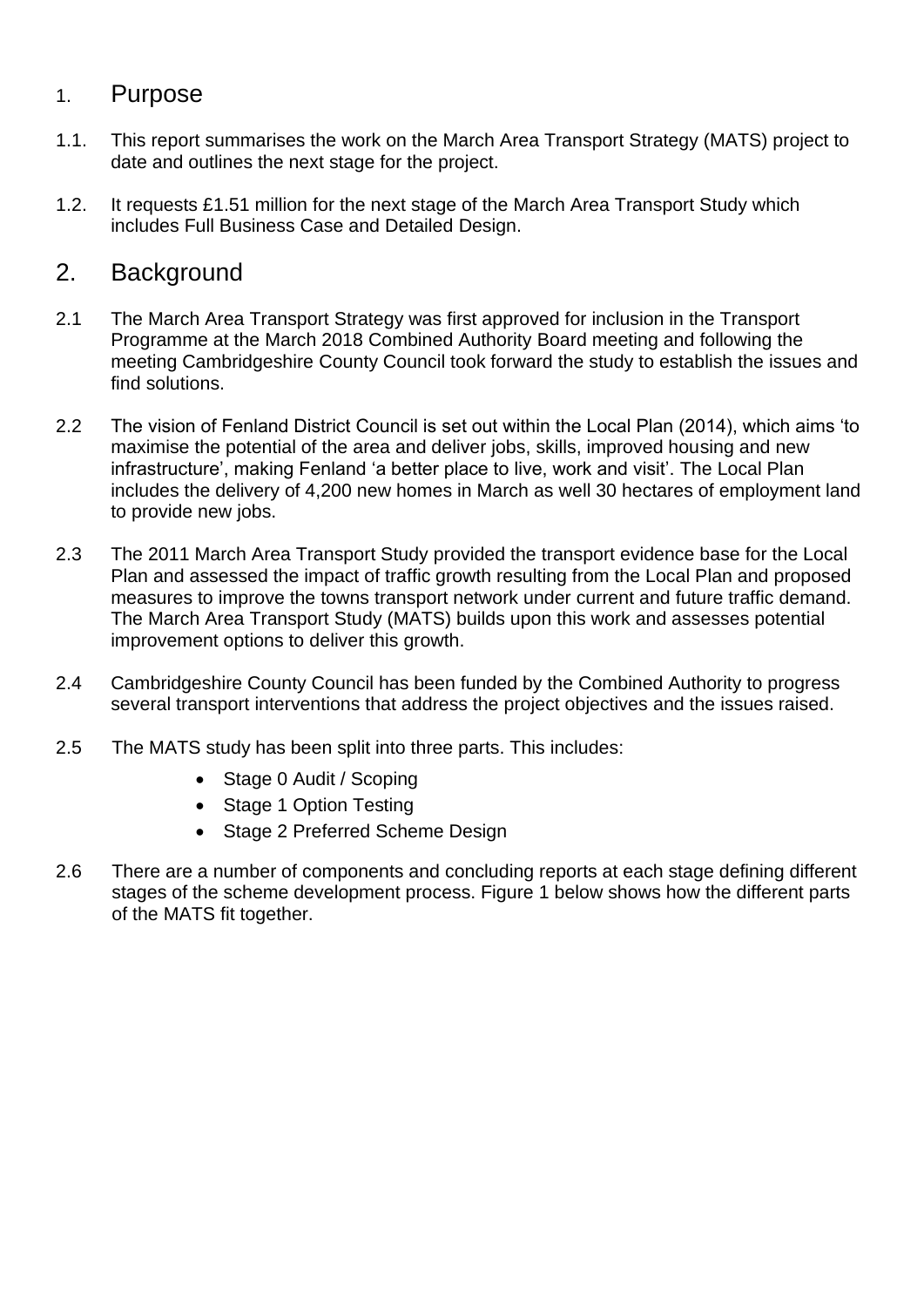## 1. Purpose

1.1. This report summarises the work on the March Area Transport Strategy (MATS) project to date and outlines the next stage for the project.

1.2. It requests £1.51 million for the next stage of the March Area Transport Study which includes Full Business Case and Detailed Design.

## 2. Background

2.1 The March Area Transport Strategy was first approved for inclusion in the Transport Programme at the March 2018 Combined Authority Board meeting and following the meeting Cambridgeshire County Council took forward the study to establish the issues and find solutions.

2.2 The vision of Fenland District Council is set out within the Local Plan (2014), which aims 'to maximise the potential of the area and deliver jobs, skills, improved housing and new infrastructure', making Fenland 'a better place to live, work and visit'. The Local Plan includes the delivery of 4,200 new homes in March as well 30 hectares of employment land to provide new jobs.

2.3 The 2011 March Area Transport Study provided the transport evidence base for the Local Plan and assessed the impact of traffic growth resulting from the Local Plan and proposed measures to improve the towns transport network under current and future traffic demand. The March Area Transport Study (MATS) builds upon this work and assesses potential improvement options to deliver this growth.

2.4 Cambridgeshire County Council has been funded by the Combined Authority to progress several transport interventions that address the project objectives and the issues raised.

2.5 The MATS study has been split into three parts. This includes:

- Stage 0 Audit / Scoping
- Stage 1 Option Testing
- Stage 2 Preferred Scheme Design

2.6 There are a number of components and concluding reports at each stage defining different stages of the scheme development process. Figure 1 below shows how the different parts of the MATS fit together.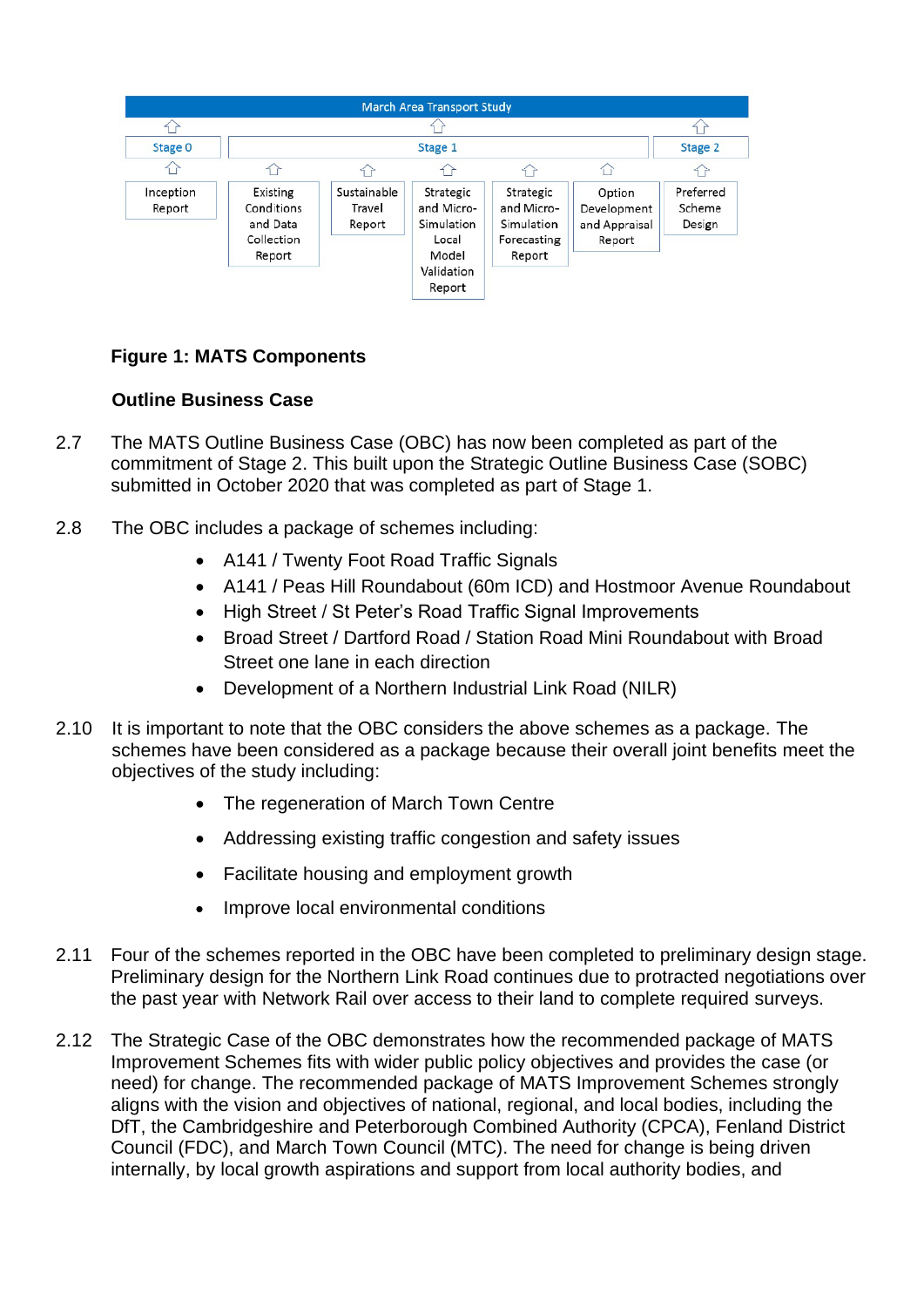March Area Transport Study

| Stage 0 | Stage 1 | | | | | Stage 2 |
|---|---|---|---|---|---|---|
| Inception Report | Existing Conditions and Data Collection Report | Sustainable Travel Report | Strategic and Micro-Simulation Local Model Validation Report | Strategic and Micro-Simulation Forecasting Report | Option Development and Appraisal Report | Preferred Scheme Design |

**Figure 1: MATS Components**

**Outline Business Case**

2.7 The MATS Outline Business Case (OBC) has now been completed as part of the commitment of Stage 2. This built upon the Strategic Outline Business Case (SOBC) submitted in October 2020 that was completed as part of Stage 1.

2.8 The OBC includes a package of schemes including:

- A141 / Twenty Foot Road Traffic Signals
- A141 / Peas Hill Roundabout (60m ICD) and Hostmoor Avenue Roundabout
- High Street / St Peter's Road Traffic Signal Improvements
- Broad Street / Dartford Road / Station Road Mini Roundabout with Broad Street one lane in each direction
- Development of a Northern Industrial Link Road (NILR)

2.10 It is important to note that the OBC considers the above schemes as a package. The schemes have been considered as a package because their overall joint benefits meet the objectives of the study including:

- The regeneration of March Town Centre
- Addressing existing traffic congestion and safety issues
- Facilitate housing and employment growth
- Improve local environmental conditions

2.11 Four of the schemes reported in the OBC have been completed to preliminary design stage. Preliminary design for the Northern Link Road continues due to protracted negotiations over the past year with Network Rail over access to their land to complete required surveys.

2.12 The Strategic Case of the OBC demonstrates how the recommended package of MATS Improvement Schemes fits with wider public policy objectives and provides the case (or need) for change. The recommended package of MATS Improvement Schemes strongly aligns with the vision and objectives of national, regional, and local bodies, including the DfT, the Cambridgeshire and Peterborough Combined Authority (CPCA), Fenland District Council (FDC), and March Town Council (MTC). The need for change is being driven internally, by local growth aspirations and support from local authority bodies, and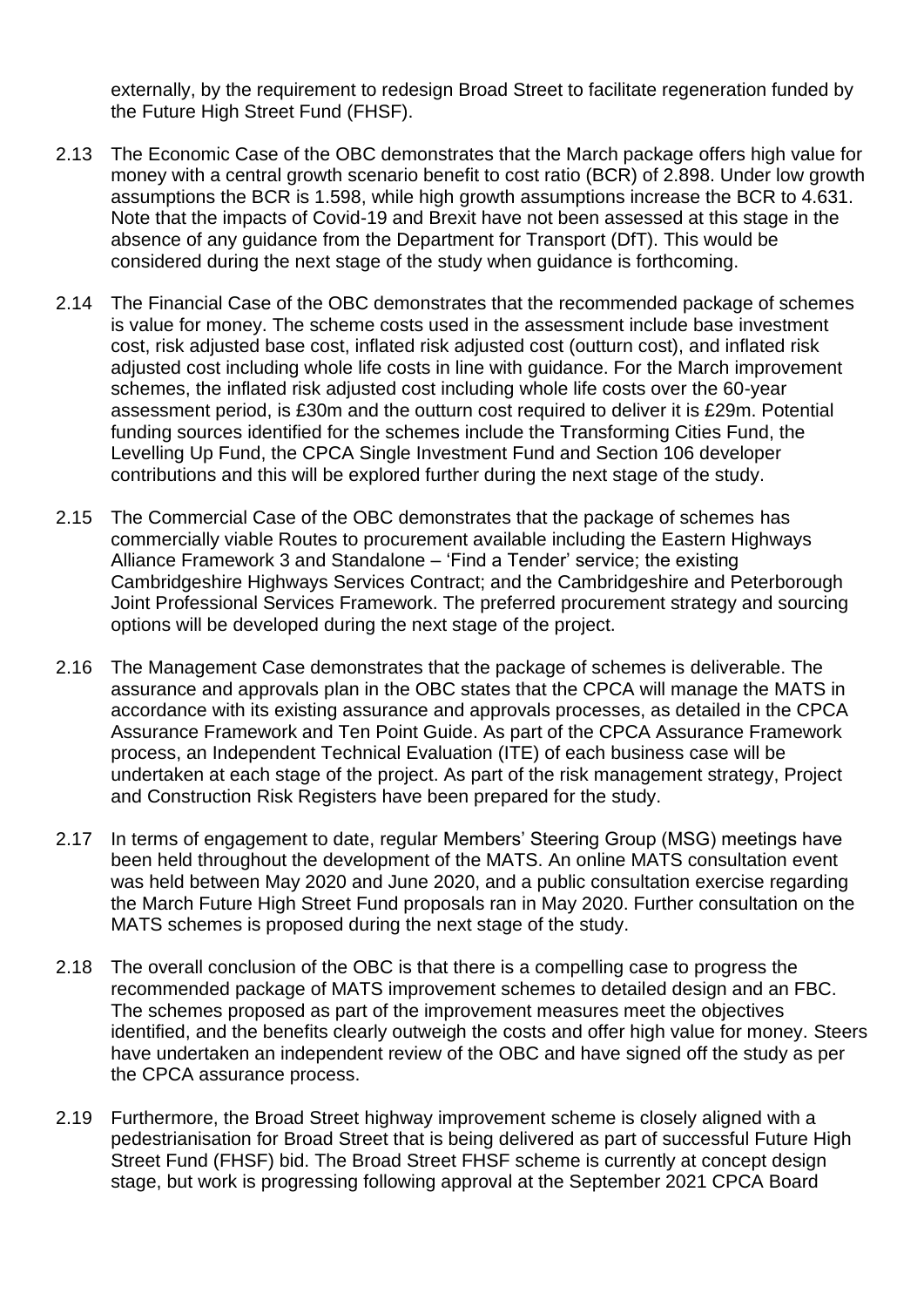externally, by the requirement to redesign Broad Street to facilitate regeneration funded by the Future High Street Fund (FHSF).

2.13 The Economic Case of the OBC demonstrates that the March package offers high value for money with a central growth scenario benefit to cost ratio (BCR) of 2.898. Under low growth assumptions the BCR is 1.598, while high growth assumptions increase the BCR to 4.631. Note that the impacts of Covid-19 and Brexit have not been assessed at this stage in the absence of any guidance from the Department for Transport (DfT). This would be considered during the next stage of the study when guidance is forthcoming.

2.14 The Financial Case of the OBC demonstrates that the recommended package of schemes is value for money. The scheme costs used in the assessment include base investment cost, risk adjusted base cost, inflated risk adjusted cost (outturn cost), and inflated risk adjusted cost including whole life costs in line with guidance. For the March improvement schemes, the inflated risk adjusted cost including whole life costs over the 60-year assessment period, is £30m and the outturn cost required to deliver it is £29m. Potential funding sources identified for the schemes include the Transforming Cities Fund, the Levelling Up Fund, the CPCA Single Investment Fund and Section 106 developer contributions and this will be explored further during the next stage of the study.

2.15 The Commercial Case of the OBC demonstrates that the package of schemes has commercially viable Routes to procurement available including the Eastern Highways Alliance Framework 3 and Standalone – 'Find a Tender' service; the existing Cambridgeshire Highways Services Contract; and the Cambridgeshire and Peterborough Joint Professional Services Framework. The preferred procurement strategy and sourcing options will be developed during the next stage of the project.

2.16 The Management Case demonstrates that the package of schemes is deliverable. The assurance and approvals plan in the OBC states that the CPCA will manage the MATS in accordance with its existing assurance and approvals processes, as detailed in the CPCA Assurance Framework and Ten Point Guide. As part of the CPCA Assurance Framework process, an Independent Technical Evaluation (ITE) of each business case will be undertaken at each stage of the project. As part of the risk management strategy, Project and Construction Risk Registers have been prepared for the study.

2.17 In terms of engagement to date, regular Members' Steering Group (MSG) meetings have been held throughout the development of the MATS. An online MATS consultation event was held between May 2020 and June 2020, and a public consultation exercise regarding the March Future High Street Fund proposals ran in May 2020. Further consultation on the MATS schemes is proposed during the next stage of the study.

2.18 The overall conclusion of the OBC is that there is a compelling case to progress the recommended package of MATS improvement schemes to detailed design and an FBC. The schemes proposed as part of the improvement measures meet the objectives identified, and the benefits clearly outweigh the costs and offer high value for money. Steers have undertaken an independent review of the OBC and have signed off the study as per the CPCA assurance process.

2.19 Furthermore, the Broad Street highway improvement scheme is closely aligned with a pedestrianisation for Broad Street that is being delivered as part of successful Future High Street Fund (FHSF) bid. The Broad Street FHSF scheme is currently at concept design stage, but work is progressing following approval at the September 2021 CPCA Board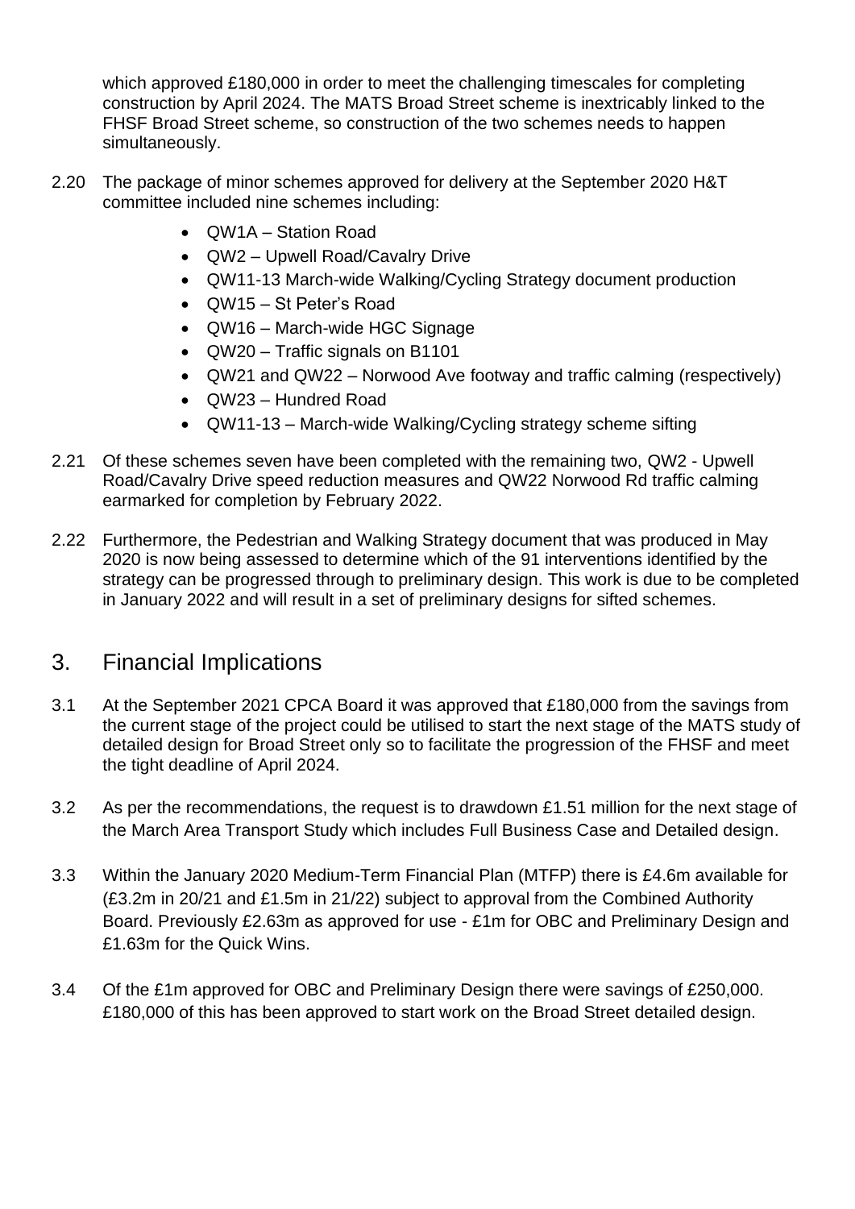which approved £180,000 in order to meet the challenging timescales for completing construction by April 2024. The MATS Broad Street scheme is inextricably linked to the FHSF Broad Street scheme, so construction of the two schemes needs to happen simultaneously.

2.20 The package of minor schemes approved for delivery at the September 2020 H&T committee included nine schemes including:

- QW1A – Station Road
- QW2 – Upwell Road/Cavalry Drive
- QW11-13 March-wide Walking/Cycling Strategy document production
- QW15 – St Peter's Road
- QW16 – March-wide HGC Signage
- QW20 – Traffic signals on B1101
- QW21 and QW22 – Norwood Ave footway and traffic calming (respectively)
- QW23 – Hundred Road
- QW11-13 – March-wide Walking/Cycling strategy scheme sifting

2.21 Of these schemes seven have been completed with the remaining two, QW2 - Upwell Road/Cavalry Drive speed reduction measures and QW22 Norwood Rd traffic calming earmarked for completion by February 2022.

2.22 Furthermore, the Pedestrian and Walking Strategy document that was produced in May 2020 is now being assessed to determine which of the 91 interventions identified by the strategy can be progressed through to preliminary design. This work is due to be completed in January 2022 and will result in a set of preliminary designs for sifted schemes.

## 3. Financial Implications

3.1 At the September 2021 CPCA Board it was approved that £180,000 from the savings from the current stage of the project could be utilised to start the next stage of the MATS study of detailed design for Broad Street only so to facilitate the progression of the FHSF and meet the tight deadline of April 2024.

3.2 As per the recommendations, the request is to drawdown £1.51 million for the next stage of the March Area Transport Study which includes Full Business Case and Detailed design.

3.3 Within the January 2020 Medium-Term Financial Plan (MTFP) there is £4.6m available for (£3.2m in 20/21 and £1.5m in 21/22) subject to approval from the Combined Authority Board. Previously £2.63m as approved for use - £1m for OBC and Preliminary Design and £1.63m for the Quick Wins.

3.4 Of the £1m approved for OBC and Preliminary Design there were savings of £250,000. £180,000 of this has been approved to start work on the Broad Street detailed design.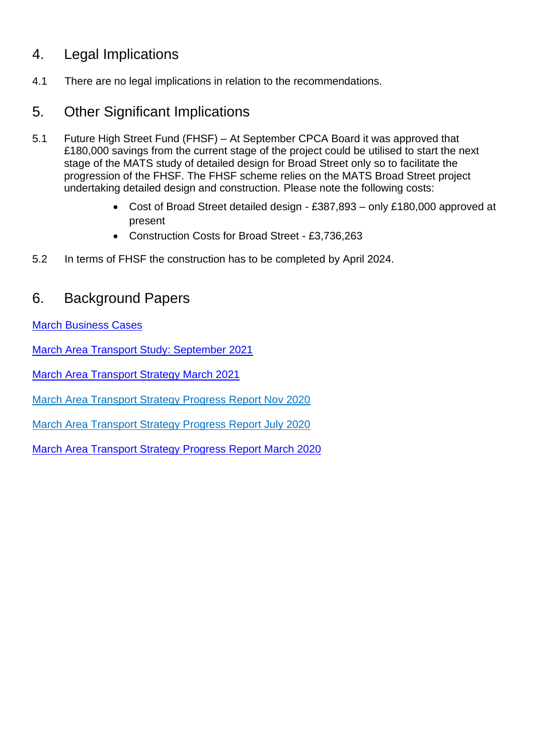## 4. Legal Implications

4.1 There are no legal implications in relation to the recommendations.

## 5. Other Significant Implications

5.1 Future High Street Fund (FHSF) – At September CPCA Board it was approved that £180,000 savings from the current stage of the project could be utilised to start the next stage of the MATS study of detailed design for Broad Street only so to facilitate the progression of the FHSF. The FHSF scheme relies on the MATS Broad Street project undertaking detailed design and construction. Please note the following costs:

- Cost of Broad Street detailed design - £387,893 – only £180,000 approved at present
- Construction Costs for Broad Street - £3,736,263

5.2 In terms of FHSF the construction has to be completed by April 2024.

## 6. Background Papers

March Business Cases

March Area Transport Study: September 2021

March Area Transport Strategy March 2021

March Area Transport Strategy Progress Report Nov 2020

March Area Transport Strategy Progress Report July 2020

March Area Transport Strategy Progress Report March 2020